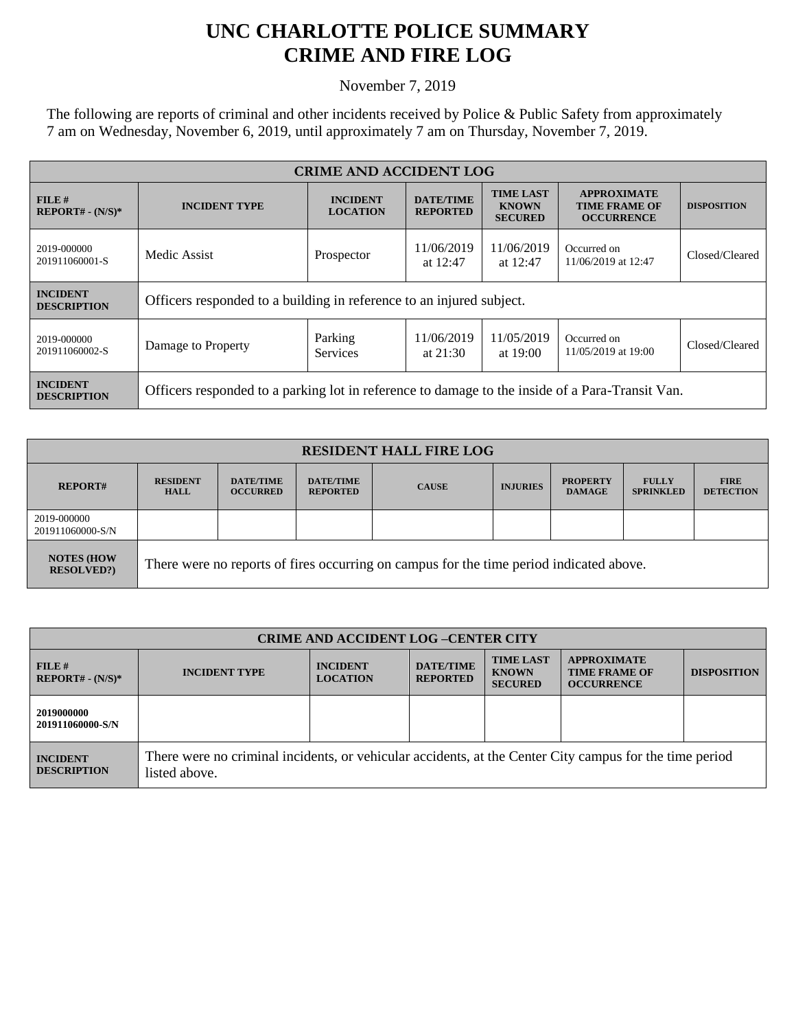# UNC CHARLOTTE POLICE SUMMARY
# CRIME AND FIRE LOG

November 7, 2019

The following are reports of criminal and other incidents received by Police & Public Safety from approximately 7 am on Wednesday, November 6, 2019, until approximately 7 am on Thursday, November 7, 2019.

| CRIME AND ACCIDENT LOG | | | | | | |
|---|---|---|---|---|---|---|
| **FILE # REPORT# - (N/S)*** | **INCIDENT TYPE** | **INCIDENT LOCATION** | **DATE/TIME REPORTED** | **TIME LAST KNOWN SECURED** | **APPROXIMATE TIME FRAME OF OCCURRENCE** | **DISPOSITION** |
| 2019-000000 201911060001-S | Medic Assist | Prospector | 11/06/2019 at 12:47 | 11/06/2019 at 12:47 | Occurred on 11/06/2019 at 12:47 | Closed/Cleared |
| **INCIDENT DESCRIPTION** | Officers responded to a building in reference to an injured subject. | | | | | |
| 2019-000000 201911060002-S | Damage to Property | Parking Services | 11/06/2019 at 21:30 | 11/05/2019 at 19:00 | Occurred on 11/05/2019 at 19:00 | Closed/Cleared |
| **INCIDENT DESCRIPTION** | Officers responded to a parking lot in reference to damage to the inside of a Para-Transit Van. | | | | | |

| RESIDENT HALL FIRE LOG | | | | | | | | |
|---|---|---|---|---|---|---|---|---|
| **REPORT#** | **RESIDENT HALL** | **DATE/TIME OCCURRED** | **DATE/TIME REPORTED** | **CAUSE** | **INJURIES** | **PROPERTY DAMAGE** | **FULLY SPRINKLED** | **FIRE DETECTION** |
| 2019-000000 201911060000-S/N | | | | | | | | |
| **NOTES (HOW RESOLVED?)** | There were no reports of fires occurring on campus for the time period indicated above. | | | | | | | |

| CRIME AND ACCIDENT LOG –CENTER CITY | | | | | | |
|---|---|---|---|---|---|---|
| **FILE # REPORT# - (N/S)*** | **INCIDENT TYPE** | **INCIDENT LOCATION** | **DATE/TIME REPORTED** | **TIME LAST KNOWN SECURED** | **APPROXIMATE TIME FRAME OF OCCURRENCE** | **DISPOSITION** |
| **2019000000 201911060000-S/N** | | | | | | |
| **INCIDENT DESCRIPTION** | There were no criminal incidents, or vehicular accidents, at the Center City campus for the time period listed above. | | | | | |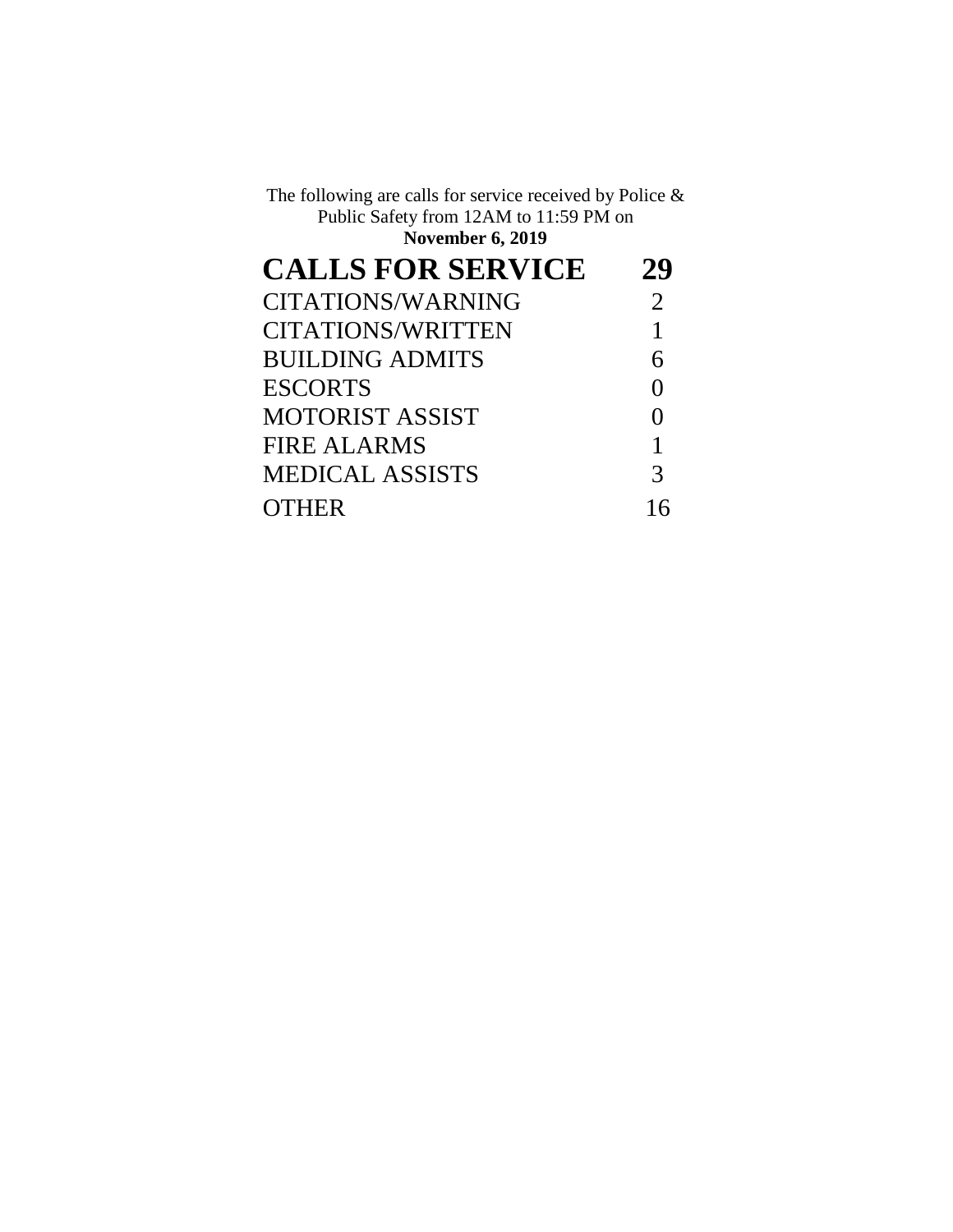The following are calls for service received by Police & Public Safety from 12AM to 11:59 PM on

**November 6, 2019**

| | |
|---|---|
| **CALLS FOR SERVICE** | **29** |
| CITATIONS/WARNING | 2 |
| CITATIONS/WRITTEN | 1 |
| BUILDING ADMITS | 6 |
| ESCORTS | 0 |
| MOTORIST ASSIST | 0 |
| FIRE ALARMS | 1 |
| MEDICAL ASSISTS | 3 |
| OTHER | 16 |